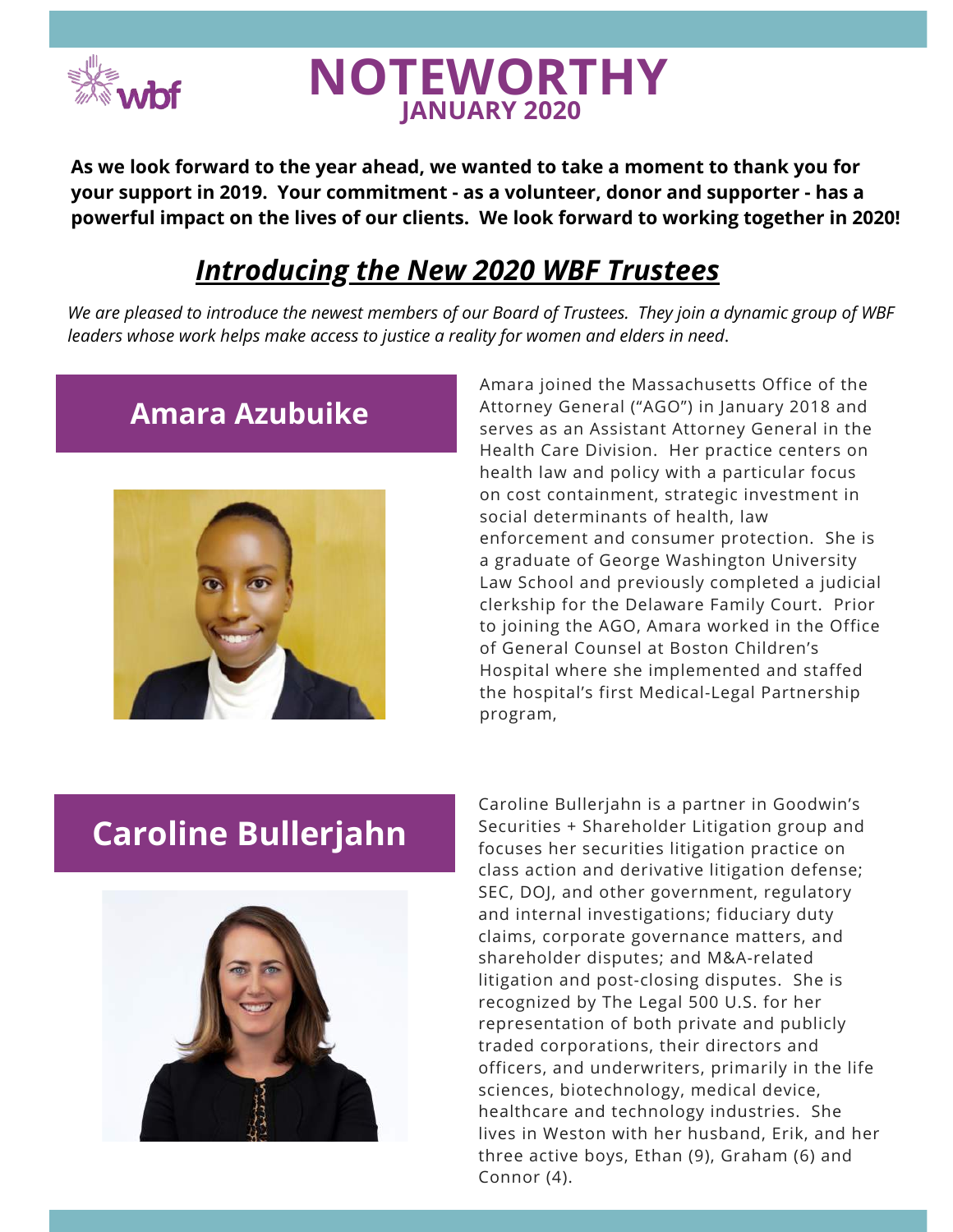# NOTEWORTHY

**JANUARY 2020**

**As we look forward to the year ahead, we wanted to take a moment to thank you for your support in 2019. Your commitment - as a volunteer, donor and supporter - has a powerful impact on the lives of our clients. We look forward to working together in 2020!**

## *Introducing the New 2020 WBF Trustees*

*We are pleased to introduce the newest members of our Board of Trustees. They join a dynamic group of WBF leaders whose work helps make access to justice a reality for women and elders in need.*

### Amara Azubuike

Amara joined the Massachusetts Office of the Attorney General ("AGO") in January 2018 and serves as an Assistant Attorney General in the Health Care Division. Her practice centers on health law and policy with a particular focus on cost containment, strategic investment in social determinants of health, law enforcement and consumer protection. She is a graduate of George Washington University Law School and previously completed a judicial clerkship for the Delaware Family Court. Prior to joining the AGO, Amara worked in the Office of General Counsel at Boston Children's Hospital where she implemented and staffed the hospital's first Medical-Legal Partnership program,

### Caroline Bullerjahn

Caroline Bullerjahn is a partner in Goodwin's Securities + Shareholder Litigation group and focuses her securities litigation practice on class action and derivative litigation defense; SEC, DOJ, and other government, regulatory and internal investigations; fiduciary duty claims, corporate governance matters, and shareholder disputes; and M&A-related litigation and post-closing disputes. She is recognized by The Legal 500 U.S. for her representation of both private and publicly traded corporations, their directors and officers, and underwriters, primarily in the life sciences, biotechnology, medical device, healthcare and technology industries. She lives in Weston with her husband, Erik, and her three active boys, Ethan (9), Graham (6) and Connor (4).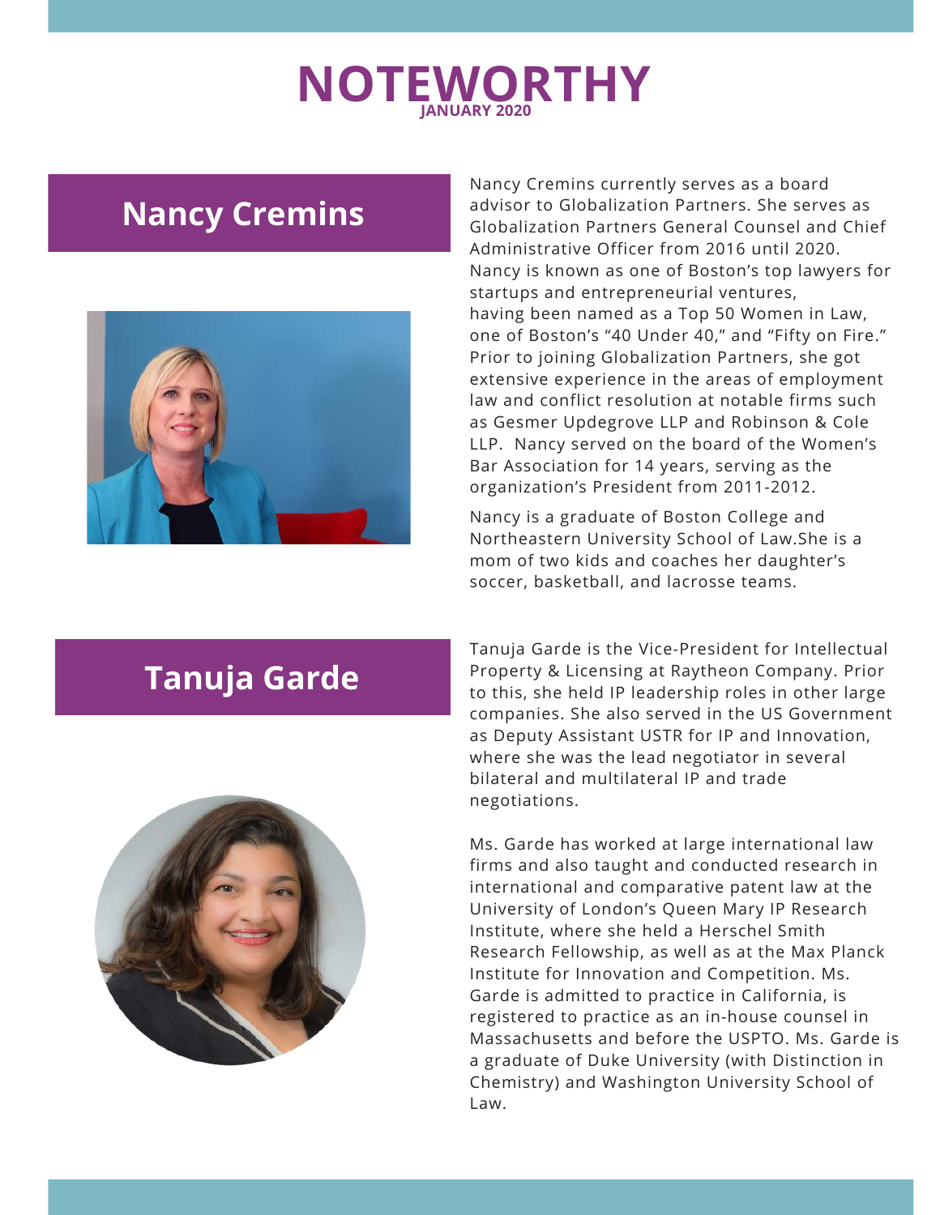# NOTEWORTHY

**JANUARY 2020**

## Nancy Cremins

Nancy Cremins currently serves as a board advisor to Globalization Partners. She serves as Globalization Partners General Counsel and Chief Administrative Officer from 2016 until 2020. Nancy is known as one of Boston's top lawyers for startups and entrepreneurial ventures, having been named as a Top 50 Women in Law, one of Boston's "40 Under 40," and "Fifty on Fire." Prior to joining Globalization Partners, she got extensive experience in the areas of employment law and conflict resolution at notable firms such as Gesmer Updegrove LLP and Robinson & Cole LLP. Nancy served on the board of the Women's Bar Association for 14 years, serving as the organization's President from 2011-2012.

Nancy is a graduate of Boston College and Northeastern University School of Law.She is a mom of two kids and coaches her daughter's soccer, basketball, and lacrosse teams.

## Tanuja Garde

Tanuja Garde is the Vice-President for Intellectual Property & Licensing at Raytheon Company. Prior to this, she held IP leadership roles in other large companies. She also served in the US Government as Deputy Assistant USTR for IP and Innovation, where she was the lead negotiator in several bilateral and multilateral IP and trade negotiations.

Ms. Garde has worked at large international law firms and also taught and conducted research in international and comparative patent law at the University of London's Queen Mary IP Research Institute, where she held a Herschel Smith Research Fellowship, as well as at the Max Planck Institute for Innovation and Competition. Ms. Garde is admitted to practice in California, is registered to practice as an in-house counsel in Massachusetts and before the USPTO. Ms. Garde is a graduate of Duke University (with Distinction in Chemistry) and Washington University School of Law.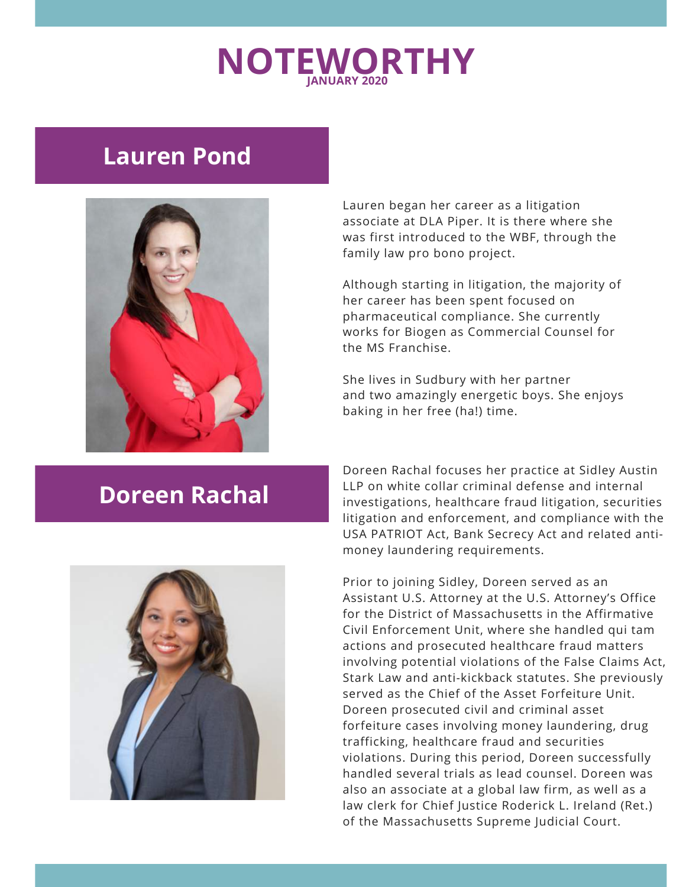# NOTEWORTHY

**JANUARY 2020**

## Lauren Pond

Lauren began her career as a litigation associate at DLA Piper. It is there where she was first introduced to the WBF, through the family law pro bono project.

Although starting in litigation, the majority of her career has been spent focused on pharmaceutical compliance. She currently works for Biogen as Commercial Counsel for the MS Franchise.

She lives in Sudbury with her partner and two amazingly energetic boys. She enjoys baking in her free (ha!) time.

## Doreen Rachal

Doreen Rachal focuses her practice at Sidley Austin LLP on white collar criminal defense and internal investigations, healthcare fraud litigation, securities litigation and enforcement, and compliance with the USA PATRIOT Act, Bank Secrecy Act and related anti-money laundering requirements.

Prior to joining Sidley, Doreen served as an Assistant U.S. Attorney at the U.S. Attorney's Office for the District of Massachusetts in the Affirmative Civil Enforcement Unit, where she handled qui tam actions and prosecuted healthcare fraud matters involving potential violations of the False Claims Act, Stark Law and anti-kickback statutes. She previously served as the Chief of the Asset Forfeiture Unit. Doreen prosecuted civil and criminal asset forfeiture cases involving money laundering, drug trafficking, healthcare fraud and securities violations. During this period, Doreen successfully handled several trials as lead counsel. Doreen was also an associate at a global law firm, as well as a law clerk for Chief Justice Roderick L. Ireland (Ret.) of the Massachusetts Supreme Judicial Court.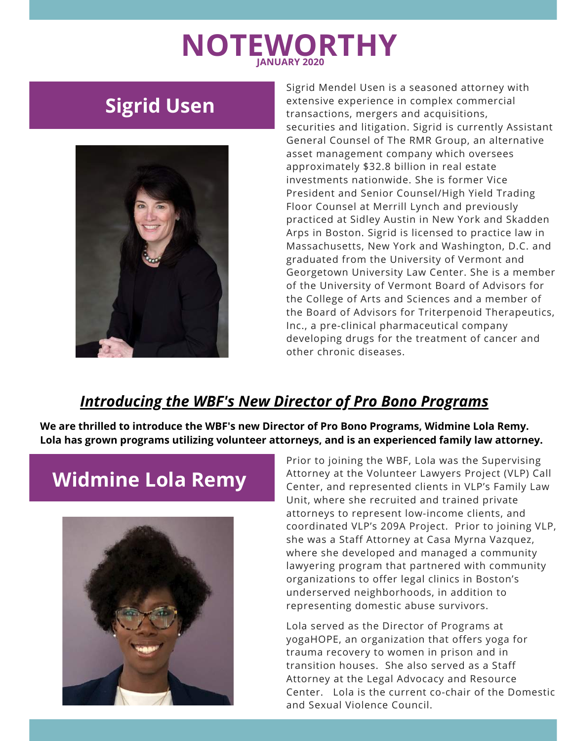# NOTEWORTHY

**JANUARY 2020**

## Sigrid Usen

Sigrid Mendel Usen is a seasoned attorney with extensive experience in complex commercial transactions, mergers and acquisitions, securities and litigation. Sigrid is currently Assistant General Counsel of The RMR Group, an alternative asset management company which oversees approximately $32.8 billion in real estate investments nationwide. She is former Vice President and Senior Counsel/High Yield Trading Floor Counsel at Merrill Lynch and previously practiced at Sidley Austin in New York and Skadden Arps in Boston. Sigrid is licensed to practice law in Massachusetts, New York and Washington, D.C. and graduated from the University of Vermont and Georgetown University Law Center. She is a member of the University of Vermont Board of Advisors for the College of Arts and Sciences and a member of the Board of Advisors for Triterpenoid Therapeutics, Inc., a pre-clinical pharmaceutical company developing drugs for the treatment of cancer and other chronic diseases.

## *Introducing the WBF's New Director of Pro Bono Programs*

**We are thrilled to introduce the WBF's new Director of Pro Bono Programs, Widmine Lola Remy. Lola has grown programs utilizing volunteer attorneys, and is an experienced family law attorney.**

## Widmine Lola Remy

Prior to joining the WBF, Lola was the Supervising Attorney at the Volunteer Lawyers Project (VLP) Call Center, and represented clients in VLP's Family Law Unit, where she recruited and trained private attorneys to represent low-income clients, and coordinated VLP's 209A Project. Prior to joining VLP, she was a Staff Attorney at Casa Myrna Vazquez, where she developed and managed a community lawyering program that partnered with community organizations to offer legal clinics in Boston's underserved neighborhoods, in addition to representing domestic abuse survivors.

Lola served as the Director of Programs at yogaHOPE, an organization that offers yoga for trauma recovery to women in prison and in transition houses. She also served as a Staff Attorney at the Legal Advocacy and Resource Center. Lola is the current co-chair of the Domestic and Sexual Violence Council.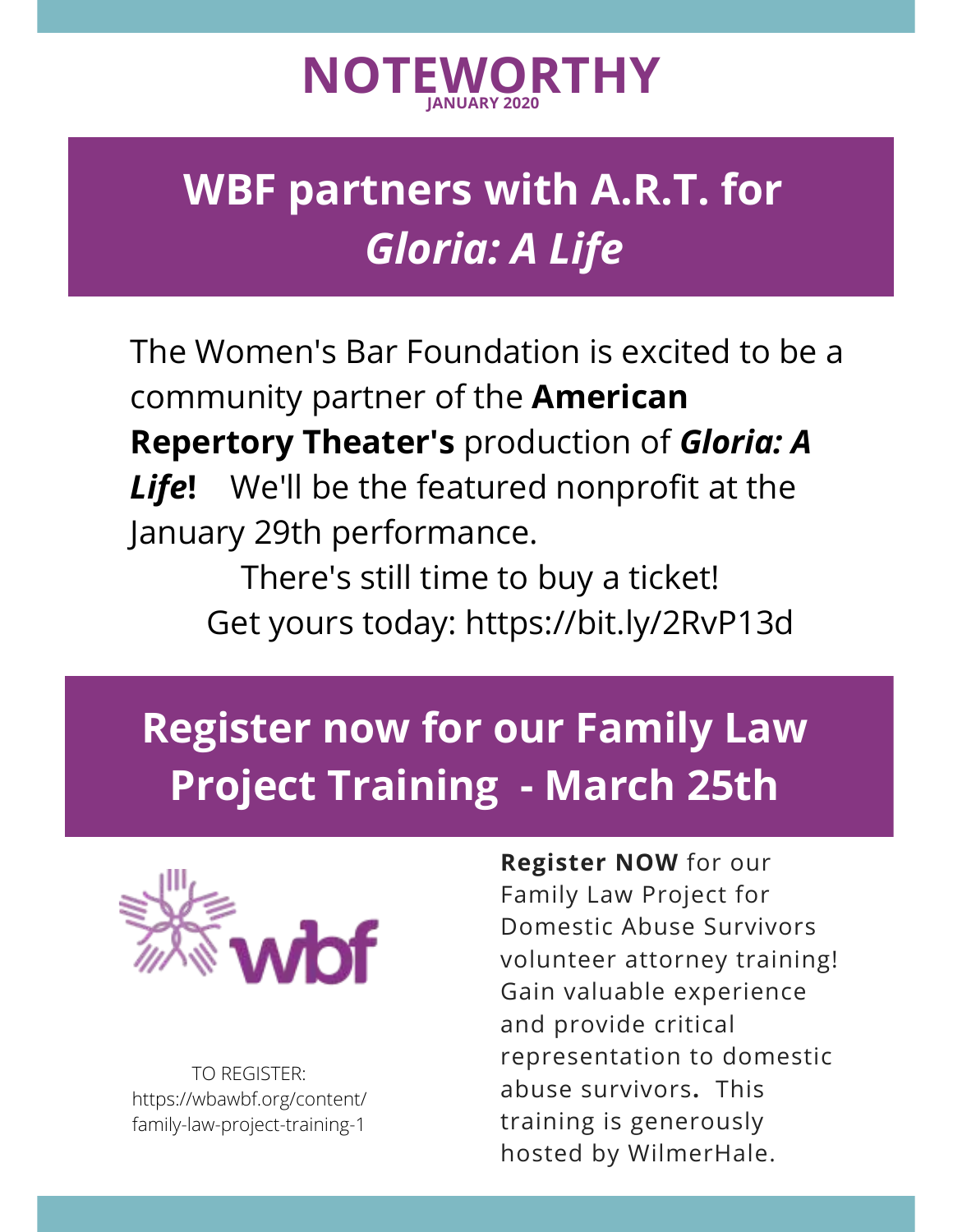# NOTEWORTHY

**JANUARY 2020**

## WBF partners with A.R.T. for *Gloria: A Life*

The Women's Bar Foundation is excited to be a community partner of the **American Repertory Theater's** production of ***Gloria: A Life*!** We'll be the featured nonprofit at the January 29th performance.

There's still time to buy a ticket!
Get yours today: https://bit.ly/2RvP13d

## Register now for our Family Law Project Training - March 25th

wbf

TO REGISTER:
https://wbawbf.org/content/family-law-project-training-1

**Register NOW** for our Family Law Project for Domestic Abuse Survivors volunteer attorney training! Gain valuable experience and provide critical representation to domestic abuse survivors. This training is generously hosted by WilmerHale.